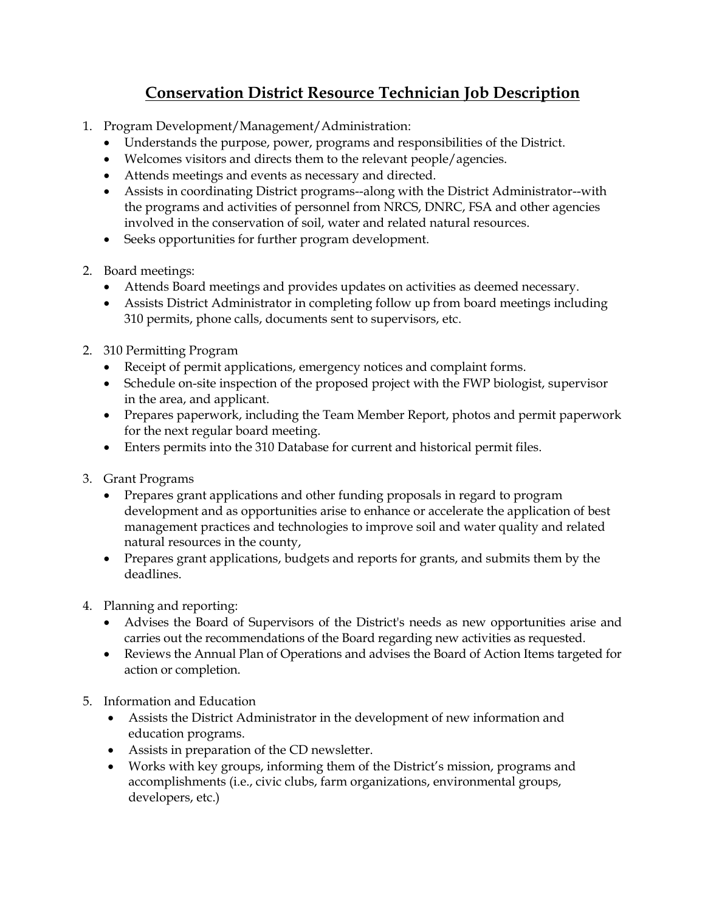# Conservation District Resource Technician Job Description

1. Program Development/Management/Administration:
   - Understands the purpose, power, programs and responsibilities of the District.
   - Welcomes visitors and directs them to the relevant people/agencies.
   - Attends meetings and events as necessary and directed.
   - Assists in coordinating District programs--along with the District Administrator--with the programs and activities of personnel from NRCS, DNRC, FSA and other agencies involved in the conservation of soil, water and related natural resources.
   - Seeks opportunities for further program development.

2. Board meetings:
   - Attends Board meetings and provides updates on activities as deemed necessary.
   - Assists District Administrator in completing follow up from board meetings including 310 permits, phone calls, documents sent to supervisors, etc.

2. 310 Permitting Program
   - Receipt of permit applications, emergency notices and complaint forms.
   - Schedule on-site inspection of the proposed project with the FWP biologist, supervisor in the area, and applicant.
   - Prepares paperwork, including the Team Member Report, photos and permit paperwork for the next regular board meeting.
   - Enters permits into the 310 Database for current and historical permit files.

3. Grant Programs
   - Prepares grant applications and other funding proposals in regard to program development and as opportunities arise to enhance or accelerate the application of best management practices and technologies to improve soil and water quality and related natural resources in the county,
   - Prepares grant applications, budgets and reports for grants, and submits them by the deadlines.

4. Planning and reporting:
   - Advises the Board of Supervisors of the District's needs as new opportunities arise and carries out the recommendations of the Board regarding new activities as requested.
   - Reviews the Annual Plan of Operations and advises the Board of Action Items targeted for action or completion.

5. Information and Education
   - Assists the District Administrator in the development of new information and education programs.
   - Assists in preparation of the CD newsletter.
   - Works with key groups, informing them of the District's mission, programs and accomplishments (i.e., civic clubs, farm organizations, environmental groups, developers, etc.)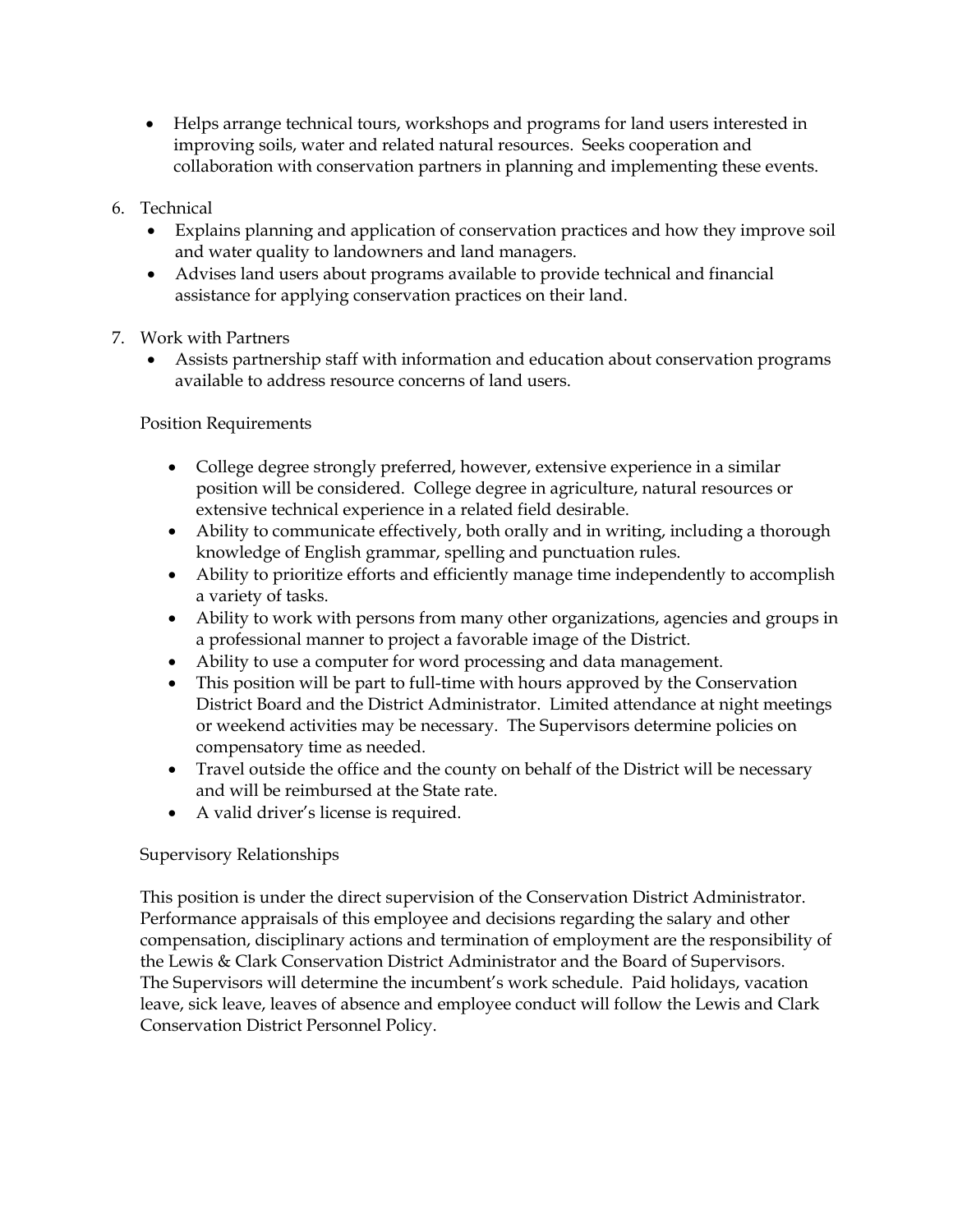- Helps arrange technical tours, workshops and programs for land users interested in improving soils, water and related natural resources. Seeks cooperation and collaboration with conservation partners in planning and implementing these events.

6. Technical
   - Explains planning and application of conservation practices and how they improve soil and water quality to landowners and land managers.
   - Advises land users about programs available to provide technical and financial assistance for applying conservation practices on their land.

7. Work with Partners
   - Assists partnership staff with information and education about conservation programs available to address resource concerns of land users.

Position Requirements

- College degree strongly preferred, however, extensive experience in a similar position will be considered. College degree in agriculture, natural resources or extensive technical experience in a related field desirable.
- Ability to communicate effectively, both orally and in writing, including a thorough knowledge of English grammar, spelling and punctuation rules.
- Ability to prioritize efforts and efficiently manage time independently to accomplish a variety of tasks.
- Ability to work with persons from many other organizations, agencies and groups in a professional manner to project a favorable image of the District.
- Ability to use a computer for word processing and data management.
- This position will be part to full-time with hours approved by the Conservation District Board and the District Administrator. Limited attendance at night meetings or weekend activities may be necessary. The Supervisors determine policies on compensatory time as needed.
- Travel outside the office and the county on behalf of the District will be necessary and will be reimbursed at the State rate.
- A valid driver's license is required.

Supervisory Relationships

This position is under the direct supervision of the Conservation District Administrator. Performance appraisals of this employee and decisions regarding the salary and other compensation, disciplinary actions and termination of employment are the responsibility of the Lewis & Clark Conservation District Administrator and the Board of Supervisors. The Supervisors will determine the incumbent's work schedule. Paid holidays, vacation leave, sick leave, leaves of absence and employee conduct will follow the Lewis and Clark Conservation District Personnel Policy.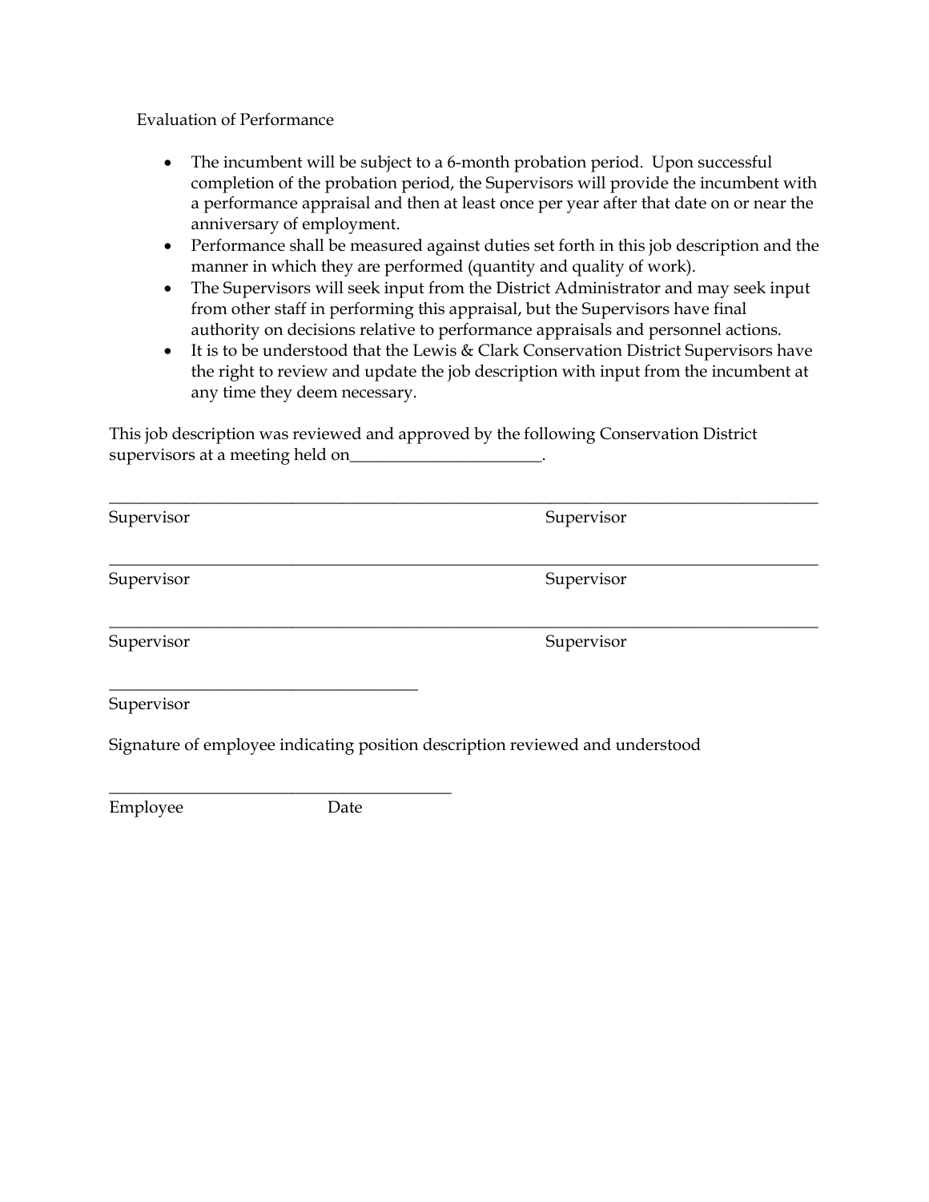Evaluation of Performance

- The incumbent will be subject to a 6-month probation period. Upon successful completion of the probation period, the Supervisors will provide the incumbent with a performance appraisal and then at least once per year after that date on or near the anniversary of employment.
- Performance shall be measured against duties set forth in this job description and the manner in which they are performed (quantity and quality of work).
- The Supervisors will seek input from the District Administrator and may seek input from other staff in performing this appraisal, but the Supervisors have final authority on decisions relative to performance appraisals and personnel actions.
- It is to be understood that the Lewis & Clark Conservation District Supervisors have the right to review and update the job description with input from the incumbent at any time they deem necessary.

This job description was reviewed and approved by the following Conservation District supervisors at a meeting held on______________________.

______________________________________________________________________________

Supervisor                                                                                    Supervisor

______________________________________________________________________________

Supervisor                                                                                    Supervisor

______________________________________________________________________________

Supervisor                                                                                    Supervisor

____________________________________

Supervisor

Signature of employee indicating position description reviewed and understood

________________________________________

Employee                         Date